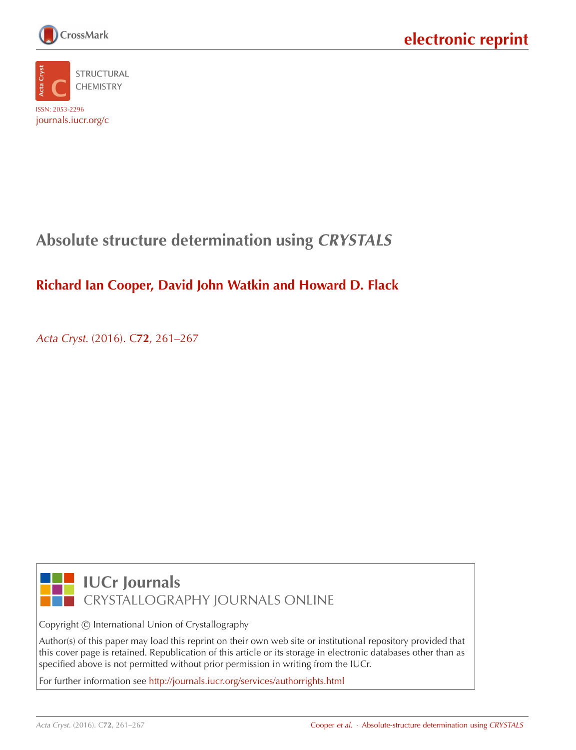electronic reprint

STRUCTURAL CHEMISTRY

ISSN: 2053-2296

journals.iucr.org/c

# Absolute structure determination using *CRYSTALS*

**Richard Ian Cooper, David John Watkin and Howard D. Flack**

*Acta Cryst.* (2016). C**72**, 261–267

**IUCr Journals**

CRYSTALLOGRAPHY JOURNALS ONLINE

Copyright © International Union of Crystallography

Author(s) of this paper may load this reprint on their own web site or institutional repository provided that this cover page is retained. Republication of this article or its storage in electronic databases other than as specified above is not permitted without prior permission in writing from the IUCr.

For further information see http://journals.iucr.org/services/authorrights.html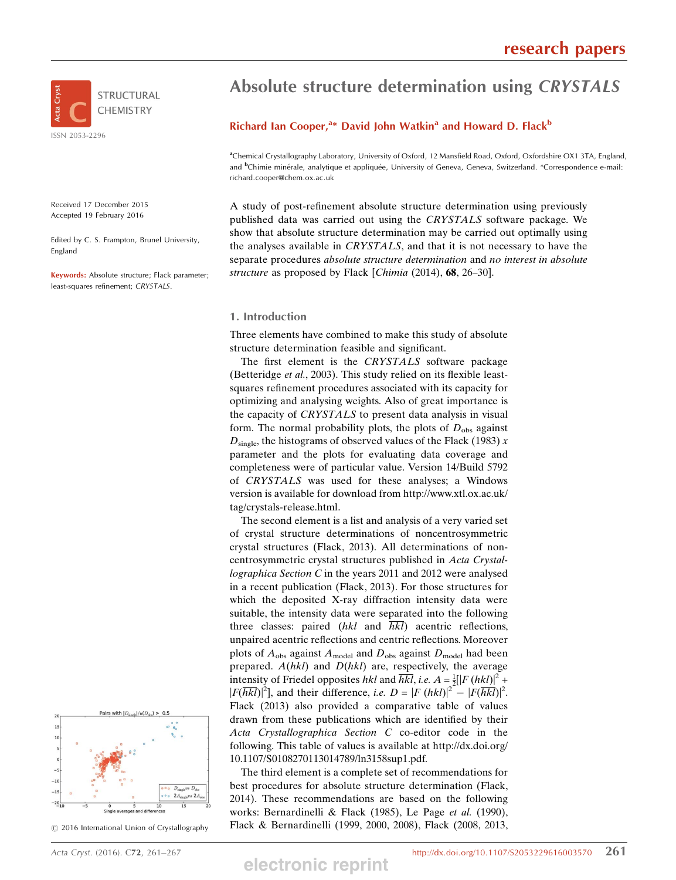# Absolute structure determination using *CRYSTALS*

**Richard Ian Cooper,[a]* David John Watkin[a] and Howard D. Flack[b]**

[a]Chemical Crystallography Laboratory, University of Oxford, 12 Mansfield Road, Oxford, Oxfordshire OX1 3TA, England, and [b]Chimie minérale, analytique et appliquée, University of Geneva, Geneva, Switzerland. *Correspondence e-mail: richard.cooper@chem.ox.ac.uk

STRUCTURAL CHEMISTRY

ISSN 2053-2296

Received 17 December 2015
Accepted 19 February 2016

Edited by C. S. Frampton, Brunel University, England

**Keywords:** Absolute structure; Flack parameter; least-squares refinement; *CRYSTALS*.

A study of post-refinement absolute structure determination using previously published data was carried out using the *CRYSTALS* software package. We show that absolute structure determination may be carried out optimally using the analyses available in *CRYSTALS*, and that it is not necessary to have the separate procedures *absolute structure determination* and *no interest in absolute structure* as proposed by Flack [*Chimia* (2014), **68**, 26–30].

## 1. Introduction

Three elements have combined to make this study of absolute structure determination feasible and significant.

The first element is the *CRYSTALS* software package (Betteridge *et al.*, 2003). This study relied on its flexible least-squares refinement procedures associated with its capacity for optimizing and analysing weights. Also of great importance is the capacity of *CRYSTALS* to present data analysis in visual form. The normal probability plots, the plots of $D_{\rm obs}$ against $D_{\rm single}$, the histograms of observed values of the Flack (1983) $x$ parameter and the plots for evaluating data coverage and completeness were of particular value. Version 14/Build 5792 of *CRYSTALS* was used for these analyses; a Windows version is available for download from http://www.xtl.ox.ac.uk/tag/crystals-release.html.

The second element is a list and analysis of a very varied set of crystal structure determinations of noncentrosymmetric crystal structures (Flack, 2013). All determinations of non-centrosymmetric crystal structures published in *Acta Crystallographica Section C* in the years 2011 and 2012 were analysed in a recent publication (Flack, 2013). For those structures for which the deposited X-ray diffraction intensity data were suitable, the intensity data were separated into the following three classes: paired ($hkl$ and $\overline{hkl}$) acentric reflections, unpaired acentric reflections and centric reflections. Moreover plots of $A_{\rm obs}$ against $A_{\rm model}$ and $D_{\rm obs}$ against $D_{\rm model}$ had been prepared. $A(hkl)$ and $D(hkl)$ are, respectively, the average intensity of Friedel opposites $hkl$ and $\overline{hkl}$, *i.e.* $A = \frac{1}{2}[|F(hkl)|^2 + |F(\overline{hkl})|^2]$, and their difference, *i.e.* $D = |F(hkl)|^2 - |F(\overline{hkl})|^2$. Flack (2013) also provided a comparative table of values drawn from these publications which are identified by their *Acta Crystallographica Section C* co-editor code in the following. This table of values is available at http://dx.doi.org/10.1107/S0108270113014789/ln3158sup1.pdf.

The third element is a complete set of recommendations for best procedures for absolute structure determination (Flack, 2014). These recommendations are based on the following works: Bernardinelli & Flack (1985), Le Page *et al.* (1990), Flack & Bernardinelli (1999, 2000, 2008), Flack (2008, 2013,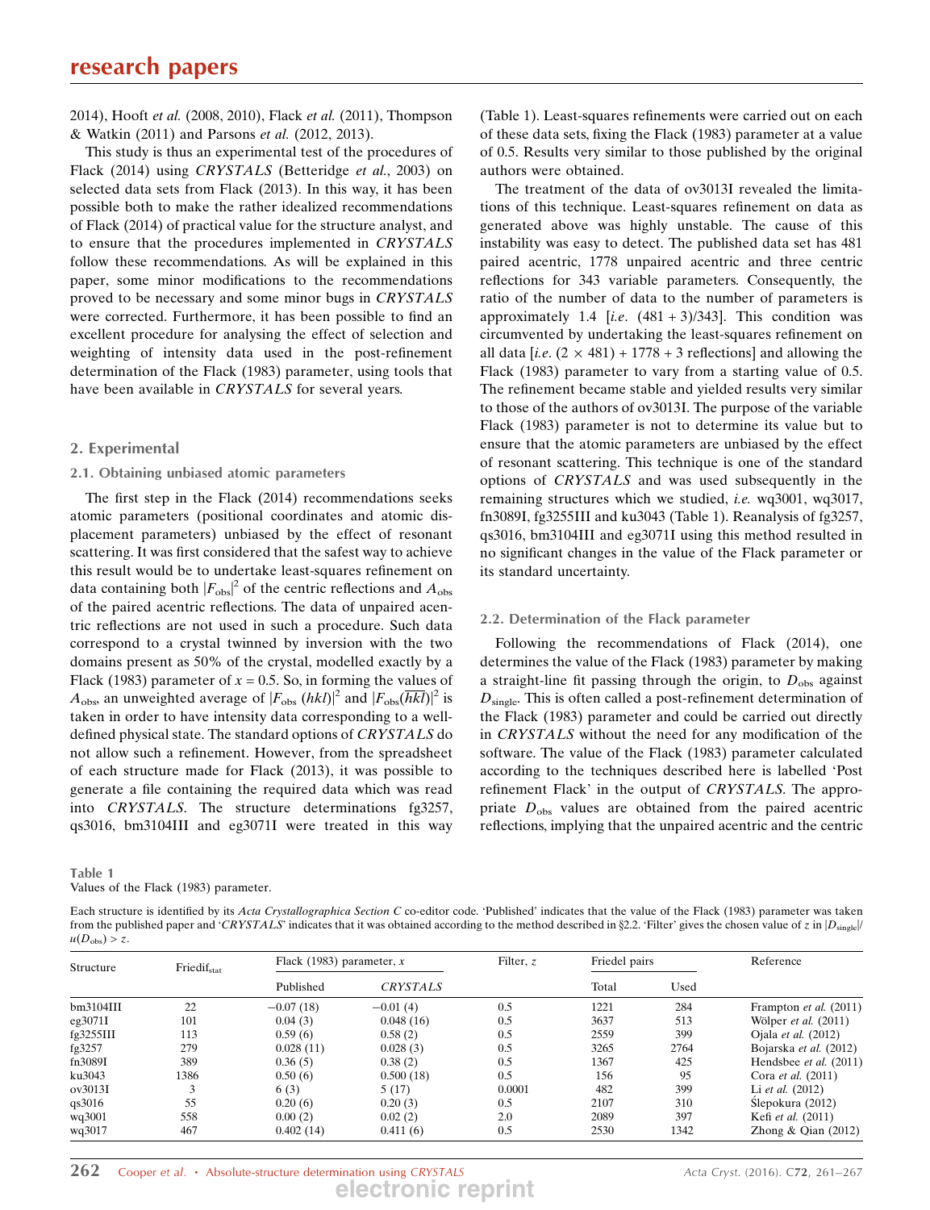2014), Hooft *et al.* (2008, 2010), Flack *et al.* (2011), Thompson & Watkin (2011) and Parsons *et al.* (2012, 2013).

This study is thus an experimental test of the procedures of Flack (2014) using *CRYSTALS* (Betteridge *et al.*, 2003) on selected data sets from Flack (2013). In this way, it has been possible both to make the rather idealized recommendations of Flack (2014) of practical value for the structure analyst, and to ensure that the procedures implemented in *CRYSTALS* follow these recommendations. As will be explained in this paper, some minor modifications to the recommendations proved to be necessary and some minor bugs in *CRYSTALS* were corrected. Furthermore, it has been possible to find an excellent procedure for analysing the effect of selection and weighting of intensity data used in the post-refinement determination of the Flack (1983) parameter, using tools that have been available in *CRYSTALS* for several years.

## 2. Experimental

### 2.1. Obtaining unbiased atomic parameters

The first step in the Flack (2014) recommendations seeks atomic parameters (positional coordinates and atomic displacement parameters) unbiased by the effect of resonant scattering. It was first considered that the safest way to achieve this result would be to undertake least-squares refinement on data containing both $|F_{\rm obs}|^2$ of the centric reflections and $A_{\rm obs}$ of the paired acentric reflections. The data of unpaired acentric reflections are not used in such a procedure. Such data correspond to a crystal twinned by inversion with the two domains present as 50% of the crystal, modelled exactly by a Flack (1983) parameter of $x = 0.5$. So, in forming the values of $A_{\rm obs}$, an unweighted average of $|F_{\rm obs}(hkl)|^2$ and $|F_{\rm obs}(\overline{hkl})|^2$ is taken in order to have intensity data corresponding to a well-defined physical state. The standard options of *CRYSTALS* do not allow such a refinement. However, from the spreadsheet of each structure made for Flack (2013), it was possible to generate a file containing the required data which was read into *CRYSTALS*. The structure determinations fg3257, qs3016, bm3104III and eg3071I were treated in this way (Table 1). Least-squares refinements were carried out on each of these data sets, fixing the Flack (1983) parameter at a value of 0.5. Results very similar to those published by the original authors were obtained.

The treatment of the data of ov3013I revealed the limitations of this technique. Least-squares refinement on data as generated above was highly unstable. The cause of this instability was easy to detect. The published data set has 481 paired acentric, 1778 unpaired acentric and three centric reflections for 343 variable parameters. Consequently, the ratio of the number of data to the number of parameters is approximately 1.4 [*i.e.* (481 + 3)/343]. This condition was circumvented by undertaking the least-squares refinement on all data [*i.e.* (2 × 481) + 1778 + 3 reflections] and allowing the Flack (1983) parameter to vary from a starting value of 0.5. The refinement became stable and yielded results very similar to those of the authors of ov3013I. The purpose of the variable Flack (1983) parameter is not to determine its value but to ensure that the atomic parameters are unbiased by the effect of resonant scattering. This technique is one of the standard options of *CRYSTALS* and was used subsequently in the remaining structures which we studied, *i.e.* wq3001, wq3017, fn3089I, fg3255III and ku3043 (Table 1). Reanalysis of fg3257, qs3016, bm3104III and eg3071I using this method resulted in no significant changes in the value of the Flack parameter or its standard uncertainty.

### 2.2. Determination of the Flack parameter

Following the recommendations of Flack (2014), one determines the value of the Flack (1983) parameter by making a straight-line fit passing through the origin, to $D_{\rm obs}$ against $D_{\rm single}$. This is often called a post-refinement determination of the Flack (1983) parameter and could be carried out directly in *CRYSTALS* without the need for any modification of the software. The value of the Flack (1983) parameter calculated according to the techniques described here is labelled 'Post refinement Flack' in the output of *CRYSTALS*. The appropriate $D_{\rm obs}$ values are obtained from the paired acentric reflections, implying that the unpaired acentric and the centric

**Table 1**
Values of the Flack (1983) parameter.

Each structure is identified by its *Acta Crystallographica Section C* co-editor code. 'Published' indicates that the value of the Flack (1983) parameter was taken from the published paper and '*CRYSTALS*' indicates that it was obtained according to the method described in §2.2. 'Filter' gives the chosen value of $z$ in $|D_{\rm single}|/u(D_{\rm obs}) > z$.

| Structure | Friedif$_{\rm stat}$ | Flack (1983) parameter, $x$ | | Filter, $z$ | Friedel pairs | | Reference |
|---|---|---|---|---|---|---|---|
| | | Published | *CRYSTALS* | | Total | Used | |
| bm3104III | 22 | −0.07 (18) | −0.01 (4) | 0.5 | 1221 | 284 | Frampton *et al.* (2011) |
| eg3071I | 101 | 0.04 (3) | 0.048 (16) | 0.5 | 3637 | 513 | Wölper *et al.* (2011) |
| fg3255III | 113 | 0.59 (6) | 0.58 (2) | 0.5 | 2559 | 399 | Ojala *et al.* (2012) |
| fg3257 | 279 | 0.028 (11) | 0.028 (3) | 0.5 | 3265 | 2764 | Bojarska *et al.* (2012) |
| fn3089I | 389 | 0.36 (5) | 0.38 (2) | 0.5 | 1367 | 425 | Hendsbee *et al.* (2011) |
| ku3043 | 1386 | 0.50 (6) | 0.500 (18) | 0.5 | 156 | 95 | Cora *et al.* (2011) |
| ov3013I | 3 | 6 (3) | 5 (17) | 0.0001 | 482 | 399 | Li *et al.* (2012) |
| qs3016 | 55 | 0.20 (6) | 0.20 (3) | 0.5 | 2107 | 310 | Ślepokura (2012) |
| wq3001 | 558 | 0.00 (2) | 0.02 (2) | 2.0 | 2089 | 397 | Kefi *et al.* (2011) |
| wq3017 | 467 | 0.402 (14) | 0.411 (6) | 0.5 | 2530 | 1342 | Zhong & Qian (2012) |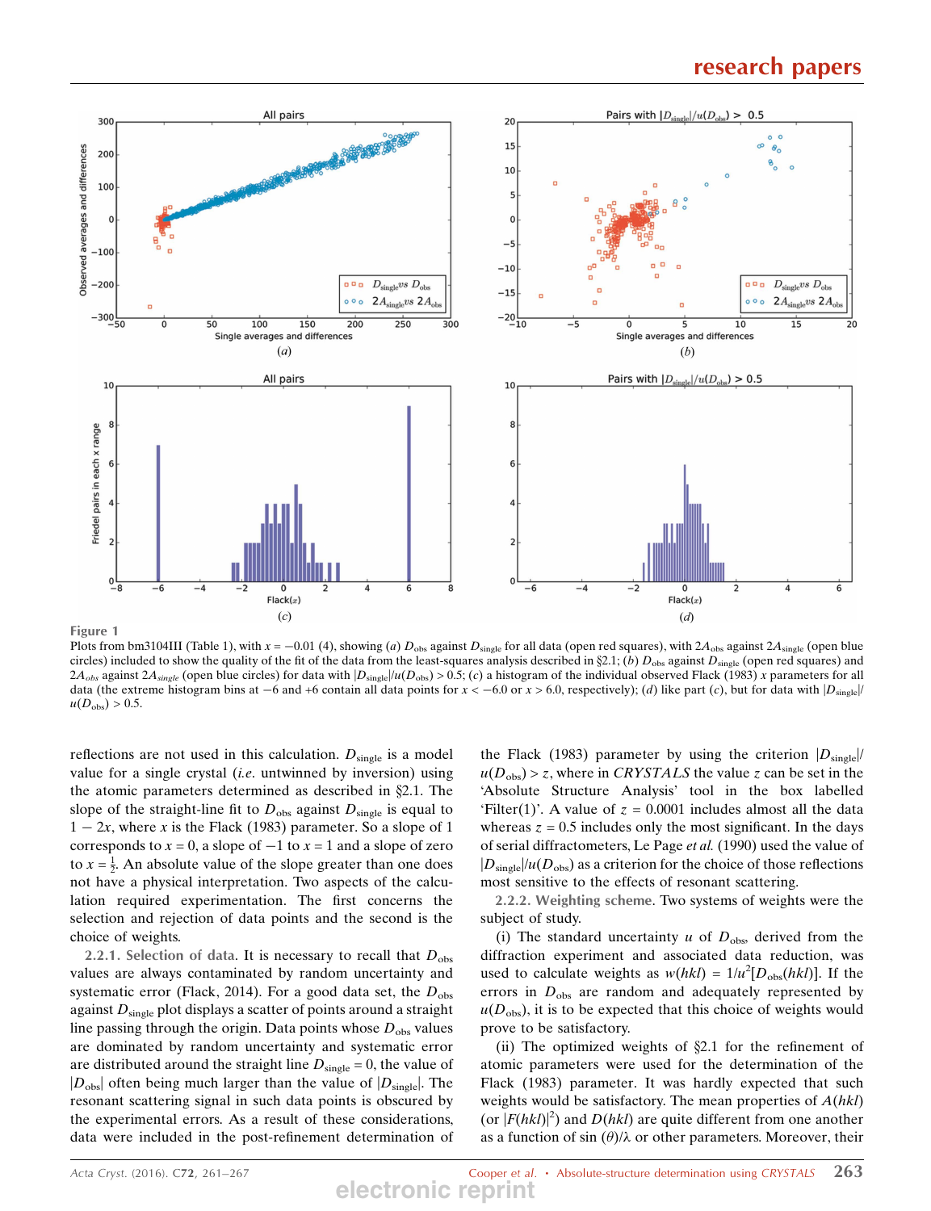**Figure 1**
Plots from bm3104III (Table 1), with $x = -0.01$ (4), showing (*a*) $D_{\rm obs}$ against $D_{\rm single}$ for all data (open red squares), with $2A_{\rm obs}$ against $2A_{\rm single}$ (open blue circles) included to show the quality of the fit of the data from the least-squares analysis described in §2.1; (*b*) $D_{\rm obs}$ against $D_{\rm single}$ (open red squares) and $2A_{obs}$ against $2A_{single}$ (open blue circles) for data with $|D_{\rm single}|/u(D_{\rm obs}) > 0.5$; (*c*) a histogram of the individual observed Flack (1983) $x$ parameters for all data (the extreme histogram bins at −6 and +6 contain all data points for $x < -6.0$ or $x > 6.0$, respectively); (*d*) like part (*c*), but for data with $|D_{\rm single}|/u(D_{\rm obs}) > 0.5$.

reflections are not used in this calculation. $D_{\rm single}$ is a model value for a single crystal (*i.e.* untwinned by inversion) using the atomic parameters determined as described in §2.1. The slope of the straight-line fit to $D_{\rm obs}$ against $D_{\rm single}$ is equal to $1 - 2x$, where $x$ is the Flack (1983) parameter. So a slope of 1 corresponds to $x = 0$, a slope of −1 to $x = 1$ and a slope of zero to $x = \frac{1}{2}$. An absolute value of the slope greater than one does not have a physical interpretation. Two aspects of the calculation required experimentation. The first concerns the selection and rejection of data points and the second is the choice of weights.

2.2.1. Selection of data. It is necessary to recall that $D_{\rm obs}$ values are always contaminated by random uncertainty and systematic error (Flack, 2014). For a good data set, the $D_{\rm obs}$ against $D_{\rm single}$ plot displays a scatter of points around a straight line passing through the origin. Data points whose $D_{\rm obs}$ values are dominated by random uncertainty and systematic error are distributed around the straight line $D_{\rm single} = 0$, the value of $|D_{\rm obs}|$ often being much larger than the value of $|D_{\rm single}|$. The resonant scattering signal in such data points is obscured by the experimental errors. As a result of these considerations, data were included in the post-refinement determination of the Flack (1983) parameter by using the criterion $|D_{\rm single}|/u(D_{\rm obs}) > z$, where in *CRYSTALS* the value $z$ can be set in the 'Absolute Structure Analysis' tool in the box labelled 'Filter(1)'. A value of $z = 0.0001$ includes almost all the data whereas $z = 0.5$ includes only the most significant. In the days of serial diffractometers, Le Page *et al.* (1990) used the value of $|D_{\rm single}|/u(D_{\rm obs})$ as a criterion for the choice of those reflections most sensitive to the effects of resonant scattering.

2.2.2. Weighting scheme. Two systems of weights were the subject of study.

(i) The standard uncertainty $u$ of $D_{\rm obs}$, derived from the diffraction experiment and associated data reduction, was used to calculate weights as $w(hkl) = 1/u^2[D_{\rm obs}(hkl)]$. If the errors in $D_{\rm obs}$ are random and adequately represented by $u(D_{\rm obs})$, it is to be expected that this choice of weights would prove to be satisfactory.

(ii) The optimized weights of §2.1 for the refinement of atomic parameters were used for the determination of the Flack (1983) parameter. It was hardly expected that such weights would be satisfactory. The mean properties of $A(hkl)$ (or $|F(hkl)|^2$) and $D(hkl)$ are quite different from one another as a function of sin $(\theta)/\lambda$ or other parameters. Moreover, their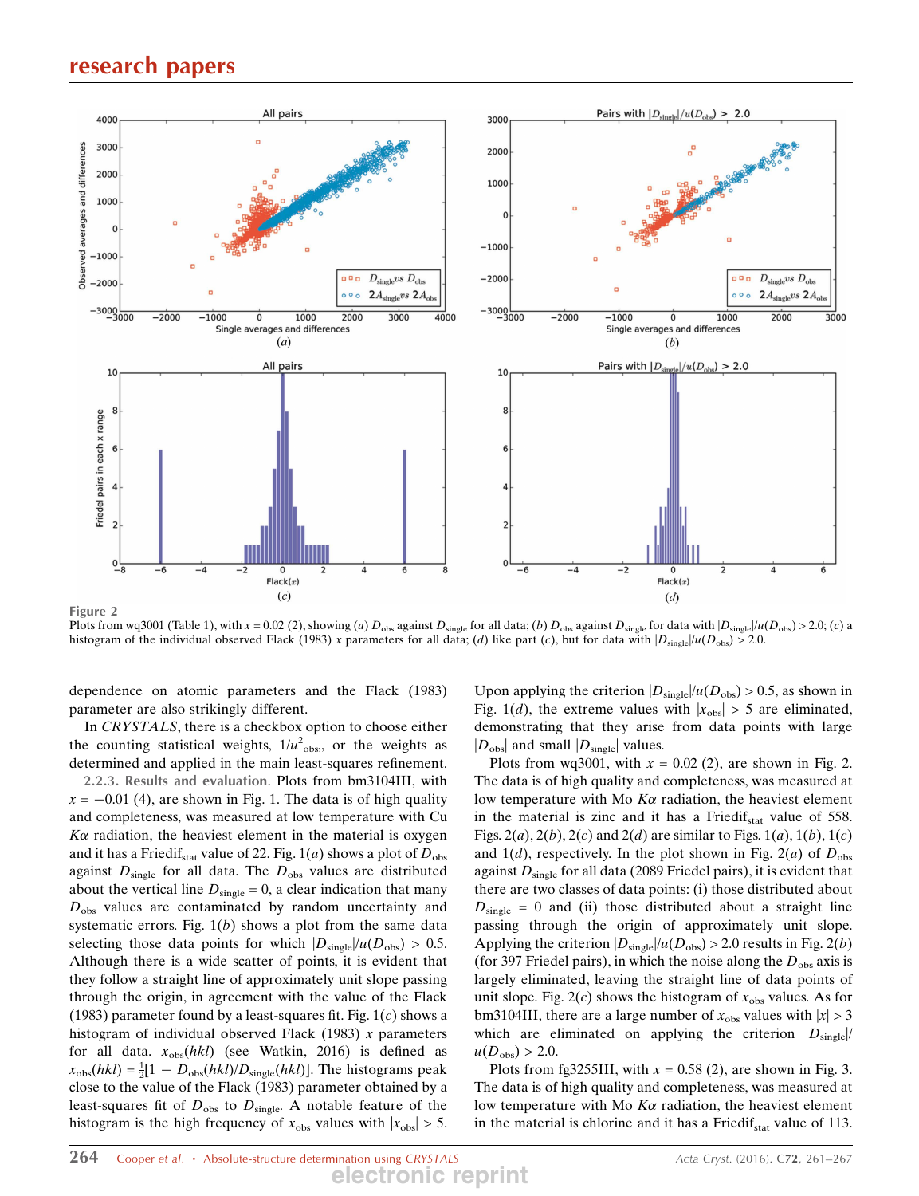**Figure 2**
Plots from wq3001 (Table 1), with $x = 0.02$ (2), showing (*a*) $D_{obs}$ against $D_{single}$ for all data; (*b*) $D_{obs}$ against $D_{single}$ for data with $|D_{single}|/u(D_{obs}) > 2.0$; (*c*) a histogram of the individual observed Flack (1983) $x$ parameters for all data; (*d*) like part (*c*), but for data with $|D_{single}|/u(D_{obs}) > 2.0$.

dependence on atomic parameters and the Flack (1983) parameter are also strikingly different.

In *CRYSTALS*, there is a checkbox option to choose either the counting statistical weights, $1/u^2_{obs}$, or the weights as determined and applied in the main least-squares refinement.

#### 2.2.3. Results and evaluation.

Plots from bm3104III, with $x = -0.01$ (4), are shown in Fig. 1. The data is of high quality and completeness, was measured at low temperature with Cu $K\alpha$ radiation, the heaviest element in the material is oxygen and it has a Friedif$_{stat}$ value of 22. Fig. 1(*a*) shows a plot of $D_{obs}$ against $D_{single}$ for all data. The $D_{obs}$ values are distributed about the vertical line $D_{single} = 0$, a clear indication that many $D_{obs}$ values are contaminated by random uncertainty and systematic errors. Fig. 1(*b*) shows a plot from the same data selecting those data points for which $|D_{single}|/u(D_{obs}) > 0.5$. Although there is a wide scatter of points, it is evident that they follow a straight line of approximately unit slope passing through the origin, in agreement with the value of the Flack (1983) parameter found by a least-squares fit. Fig. 1(*c*) shows a histogram of individual observed Flack (1983) $x$ parameters for all data. $x_{obs}(hkl)$ (see Watkin, 2016) is defined as $x_{obs}(hkl) = \frac{1}{2}[1 - D_{obs}(hkl)/D_{single}(hkl)]$. The histograms peak close to the value of the Flack (1983) parameter obtained by a least-squares fit of $D_{obs}$ to $D_{single}$. A notable feature of the histogram is the high frequency of $x_{obs}$ values with $|x_{obs}| > 5$. Upon applying the criterion $|D_{single}|/u(D_{obs}) > 0.5$, as shown in Fig. 1(*d*), the extreme values with $|x_{obs}| > 5$ are eliminated, demonstrating that they arise from data points with large $|D_{obs}|$ and small $|D_{single}|$ values.

Plots from wq3001, with $x = 0.02$ (2), are shown in Fig. 2. The data is of high quality and completeness, was measured at low temperature with Mo $K\alpha$ radiation, the heaviest element in the material is zinc and it has a Friedif$_{stat}$ value of 558. Figs. 2(*a*), 2(*b*), 2(*c*) and 2(*d*) are similar to Figs. 1(*a*), 1(*b*), 1(*c*) and 1(*d*), respectively. In the plot shown in Fig. 2(*a*) of $D_{obs}$ against $D_{single}$ for all data (2089 Friedel pairs), it is evident that there are two classes of data points: (i) those distributed about $D_{single} = 0$ and (ii) those distributed about a straight line passing through the origin of approximately unit slope. Applying the criterion $|D_{single}|/u(D_{obs}) > 2.0$ results in Fig. 2(*b*) (for 397 Friedel pairs), in which the noise along the $D_{obs}$ axis is largely eliminated, leaving the straight line of data points of unit slope. Fig. 2(*c*) shows the histogram of $x_{obs}$ values. As for bm3104III, there are a large number of $x_{obs}$ values with $|x| > 3$ which are eliminated on applying the criterion $|D_{single}|/u(D_{obs}) > 2.0$.

Plots from fg3255III, with $x = 0.58$ (2), are shown in Fig. 3. The data is of high quality and completeness, was measured at low temperature with Mo $K\alpha$ radiation, the heaviest element in the material is chlorine and it has a Friedif$_{stat}$ value of 113.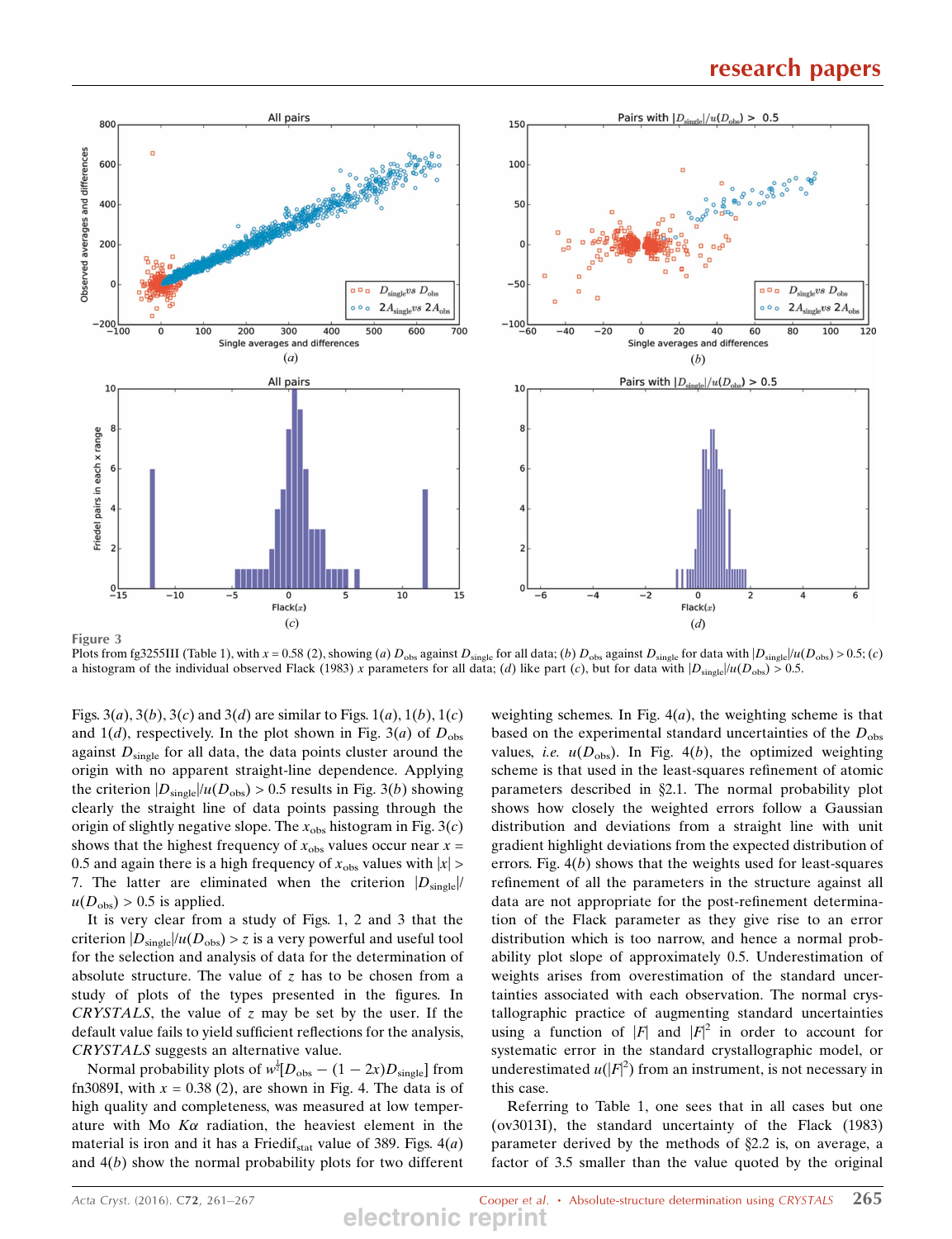Figure 3

Plots from fg3255III (Table 1), with $x = 0.58$ (2), showing (*a*) $D_{obs}$ against $D_{single}$ for all data; (*b*) $D_{obs}$ against $D_{single}$ for data with $|D_{single}|/u(D_{obs}) > 0.5$; (*c*) a histogram of the individual observed Flack (1983) $x$ parameters for all data; (*d*) like part (*c*), but for data with $|D_{single}|/u(D_{obs}) > 0.5$.

Figs. 3(*a*), 3(*b*), 3(*c*) and 3(*d*) are similar to Figs. 1(*a*), 1(*b*), 1(*c*) and 1(*d*), respectively. In the plot shown in Fig. 3(*a*) of $D_{obs}$ against $D_{single}$ for all data, the data points cluster around the origin with no apparent straight-line dependence. Applying the criterion $|D_{single}|/u(D_{obs}) > 0.5$ results in Fig. 3(*b*) showing clearly the straight line of data points passing through the origin of slightly negative slope. The $x_{obs}$ histogram in Fig. 3(*c*) shows that the highest frequency of $x_{obs}$ values occur near $x = 0.5$ and again there is a high frequency of $x_{obs}$ values with $|x| > 7$. The latter are eliminated when the criterion $|D_{single}|/u(D_{obs}) > 0.5$ is applied.

It is very clear from a study of Figs. 1, 2 and 3 that the criterion $|D_{single}|/u(D_{obs}) > z$ is a very powerful and useful tool for the selection and analysis of data for the determination of absolute structure. The value of $z$ has to be chosen from a study of plots of the types presented in the figures. In *CRYSTALS*, the value of $z$ may be set by the user. If the default value fails to yield sufficient reflections for the analysis, *CRYSTALS* suggests an alternative value.

Normal probability plots of $w^{\frac{1}{2}}[D_{obs} - (1 - 2x)D_{single}]$ from fn3089I, with $x = 0.38$ (2), are shown in Fig. 4. The data is of high quality and completeness, was measured at low temperature with Mo $K\alpha$ radiation, the heaviest element in the material is iron and it has a $\text{Friedif}_{stat}$ value of 389. Figs. 4(*a*) and 4(*b*) show the normal probability plots for two different weighting schemes. In Fig. 4(*a*), the weighting scheme is that based on the experimental standard uncertainties of the $D_{obs}$ values, *i.e.* $u(D_{obs})$. In Fig. 4(*b*), the optimized weighting scheme is that used in the least-squares refinement of atomic parameters described in §2.1. The normal probability plot shows how closely the weighted errors follow a Gaussian distribution and deviations from a straight line with unit gradient highlight deviations from the expected distribution of errors. Fig. 4(*b*) shows that the weights used for least-squares refinement of all the parameters in the structure against all data are not appropriate for the post-refinement determination of the Flack parameter as they give rise to an error distribution which is too narrow, and hence a normal probability plot slope of approximately 0.5. Underestimation of weights arises from overestimation of the standard uncertainties associated with each observation. The normal crystallographic practice of augmenting standard uncertainties using a function of $|F|$ and $|F|^2$ in order to account for systematic error in the standard crystallographic model, or underestimated $u(|F|^2)$ from an instrument, is not necessary in this case.

Referring to Table 1, one sees that in all cases but one (ov3013I), the standard uncertainty of the Flack (1983) parameter derived by the methods of §2.2 is, on average, a factor of 3.5 smaller than the value quoted by the original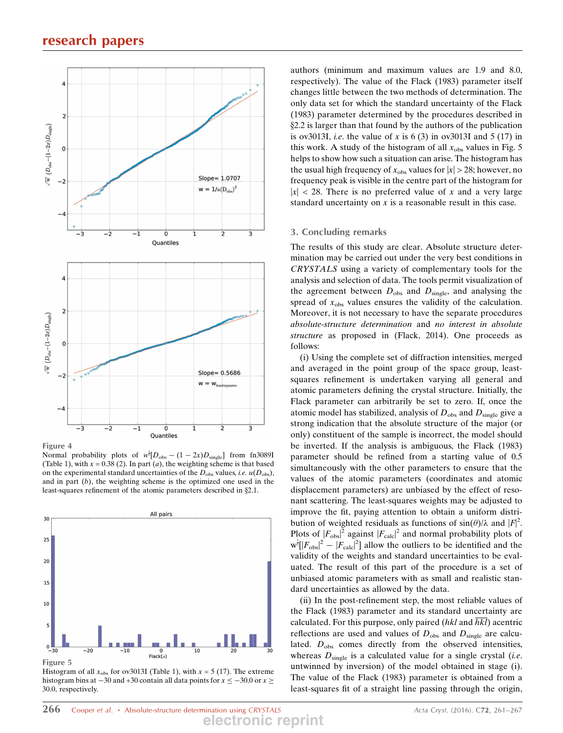**Figure 4**
Normal probability plots of $w^{\frac{1}{2}}[D_{\rm obs} - (1 - 2x)D_{\rm single}]$ from fn3089I (Table 1), with $x = 0.38$ (2). In part (*a*), the weighting scheme is that based on the experimental standard uncertainties of the $D_{\rm obs}$ values, *i.e.* $u(D_{\rm obs})$, and in part (*b*), the weighting scheme is the optimized one used in the least-squares refinement of the atomic parameters described in §2.1.

**Figure 5**
Histogram of all $x_{\rm obs}$ for ov3013I (Table 1), with $x = 5$ (17). The extreme histogram bins at −30 and +30 contain all data points for $x \le -30.0$ or $x \ge 30.0$, respectively.

authors (minimum and maximum values are 1.9 and 8.0, respectively). The value of the Flack (1983) parameter itself changes little between the two methods of determination. The only data set for which the standard uncertainty of the Flack (1983) parameter determined by the procedures described in §2.2 is larger than that found by the authors of the publication is ov3013I, *i.e.* the value of $x$ is 6 (3) in ov3013I and 5 (17) in this work. A study of the histogram of all $x_{\rm obs}$ values in Fig. 5 helps to show how such a situation can arise. The histogram has the usual high frequency of $x_{\rm obs}$ values for $|x| > 28$; however, no frequency peak is visible in the centre part of the histogram for $|x| < 28$. There is no preferred value of $x$ and a very large standard uncertainty on $x$ is a reasonable result in this case.

## 3. Concluding remarks

The results of this study are clear. Absolute structure determination may be carried out under the very best conditions in *CRYSTALS* using a variety of complementary tools for the analysis and selection of data. The tools permit visualization of the agreement between $D_{\rm obs}$ and $D_{\rm single}$, and analysing the spread of $x_{\rm obs}$ values ensures the validity of the calculation. Moreover, it is not necessary to have the separate procedures *absolute-structure determination* and *no interest in absolute structure* as proposed in (Flack, 2014). One proceeds as follows:

(i) Using the complete set of diffraction intensities, merged and averaged in the point group of the space group, least-squares refinement is undertaken varying all general and atomic parameters defining the crystal structure. Initially, the Flack parameter can arbitrarily be set to zero. If, once the atomic model has stabilized, analysis of $D_{\rm obs}$ and $D_{\rm single}$ give a strong indication that the absolute structure of the major (or only) constituent of the sample is incorrect, the model should be inverted. If the analysis is ambiguous, the Flack (1983) parameter should be refined from a starting value of 0.5 simultaneously with the other parameters to ensure that the values of the atomic parameters (coordinates and atomic displacement parameters) are unbiased by the effect of resonant scattering. The least-squares weights may be adjusted to improve the fit, paying attention to obtain a uniform distribution of weighted residuals as functions of $\sin(\theta)/\lambda$ and $|F|^2$. Plots of $|F_{\rm obs}|^2$ against $|F_{\rm calc}|^2$ and normal probability plots of $w^{\frac{1}{2}}[|F_{\rm obs}|^2 - |F_{\rm calc}|^2]$ allow the outliers to be identified and the validity of the weights and standard uncertainties to be evaluated. The result of this part of the procedure is a set of unbiased atomic parameters with as small and realistic standard uncertainties as allowed by the data.

(ii) In the post-refinement step, the most reliable values of the Flack (1983) parameter and its standard uncertainty are calculated. For this purpose, only paired ($hkl$ and $\overline{hkl}$) acentric reflections are used and values of $D_{\rm obs}$ and $D_{\rm single}$ are calculated. $D_{\rm obs}$ comes directly from the observed intensities, whereas $D_{\rm single}$ is a calculated value for a single crystal (*i.e.* untwinned by inversion) of the model obtained in stage (i). The value of the Flack (1983) parameter is obtained from a least-squares fit of a straight line passing through the origin,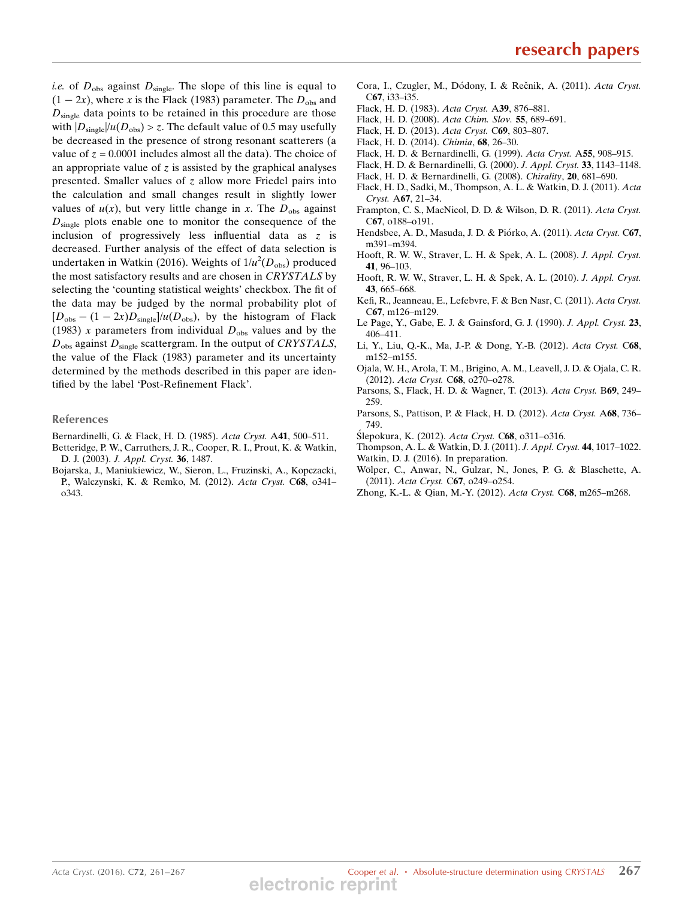*i.e.* of $D_{obs}$ against $D_{single}$. The slope of this line is equal to $(1 - 2x)$, where $x$ is the Flack (1983) parameter. The $D_{obs}$ and $D_{single}$ data points to be retained in this procedure are those with $|D_{single}|/u(D_{obs}) > z$. The default value of 0.5 may usefully be decreased in the presence of strong resonant scatterers (a value of $z = 0.0001$ includes almost all the data). The choice of an appropriate value of $z$ is assisted by the graphical analyses presented. Smaller values of $z$ allow more Friedel pairs into the calculation and small changes result in slightly lower values of $u(x)$, but very little change in $x$. The $D_{obs}$ against $D_{single}$ plots enable one to monitor the consequence of the inclusion of progressively less influential data as $z$ is decreased. Further analysis of the effect of data selection is undertaken in Watkin (2016). Weights of $1/u^2(D_{obs})$ produced the most satisfactory results and are chosen in *CRYSTALS* by selecting the 'counting statistical weights' checkbox. The fit of the data may be judged by the normal probability plot of $[D_{obs} - (1 - 2x)D_{single}]/u(D_{obs})$, by the histogram of Flack (1983) $x$ parameters from individual $D_{obs}$ values and by the $D_{obs}$ against $D_{single}$ scattergram. In the output of *CRYSTALS*, the value of the Flack (1983) parameter and its uncertainty determined by the methods described in this paper are identified by the label 'Post-Refinement Flack'.

## References

Bernardinelli, G. & Flack, H. D. (1985). *Acta Cryst.* A**41**, 500–511.
Betteridge, P. W., Carruthers, J. R., Cooper, R. I., Prout, K. & Watkin, D. J. (2003). *J. Appl. Cryst.* **36**, 1487.
Bojarska, J., Maniukiewicz, W., Sieron, L., Fruzinski, A., Kopczacki, P., Walczynski, K. & Remko, M. (2012). *Acta Cryst.* C**68**, o341–o343.
Cora, I., Czugler, M., Dódony, I. & Rečnik, A. (2011). *Acta Cryst.* C**67**, i33–i35.
Flack, H. D. (1983). *Acta Cryst.* A**39**, 876–881.
Flack, H. D. (2008). *Acta Chim. Slov.* **55**, 689–691.
Flack, H. D. (2013). *Acta Cryst.* C**69**, 803–807.
Flack, H. D. (2014). *Chimia*, **68**, 26–30.
Flack, H. D. & Bernardinelli, G. (1999). *Acta Cryst.* A**55**, 908–915.
Flack, H. D. & Bernardinelli, G. (2000). *J. Appl. Cryst.* **33**, 1143–1148.
Flack, H. D. & Bernardinelli, G. (2008). *Chirality*, **20**, 681–690.
Flack, H. D., Sadki, M., Thompson, A. L. & Watkin, D. J. (2011). *Acta Cryst.* A**67**, 21–34.
Frampton, C. S., MacNicol, D. D. & Wilson, D. R. (2011). *Acta Cryst.* C**67**, o188–o191.
Hendsbee, A. D., Masuda, J. D. & Piórko, A. (2011). *Acta Cryst.* C**67**, m391–m394.
Hooft, R. W. W., Straver, L. H. & Spek, A. L. (2008). *J. Appl. Cryst.* **41**, 96–103.
Hooft, R. W. W., Straver, L. H. & Spek, A. L. (2010). *J. Appl. Cryst.* **43**, 665–668.
Kefi, R., Jeanneau, E., Lefebvre, F. & Ben Nasr, C. (2011). *Acta Cryst.* C**67**, m126–m129.
Le Page, Y., Gabe, E. J. & Gainsford, G. J. (1990). *J. Appl. Cryst.* **23**, 406–411.
Li, Y., Liu, Q.-K., Ma, J.-P. & Dong, Y.-B. (2012). *Acta Cryst.* C**68**, m152–m155.
Ojala, W. H., Arola, T. M., Brigino, A. M., Leavell, J. D. & Ojala, C. R. (2012). *Acta Cryst.* C**68**, o270–o278.
Parsons, S., Flack, H. D. & Wagner, T. (2013). *Acta Cryst.* B**69**, 249–259.
Parsons, S., Pattison, P. & Flack, H. D. (2012). *Acta Cryst.* A**68**, 736–749.
Ślepokura, K. (2012). *Acta Cryst.* C**68**, o311–o316.
Thompson, A. L. & Watkin, D. J. (2011). *J. Appl. Cryst.* **44**, 1017–1022.
Watkin, D. J. (2016). In preparation.
Wölper, C., Anwar, N., Gulzar, N., Jones, P. G. & Blaschette, A. (2011). *Acta Cryst.* C**67**, o249–o254.
Zhong, K.-L. & Qian, M.-Y. (2012). *Acta Cryst.* C**68**, m265–m268.